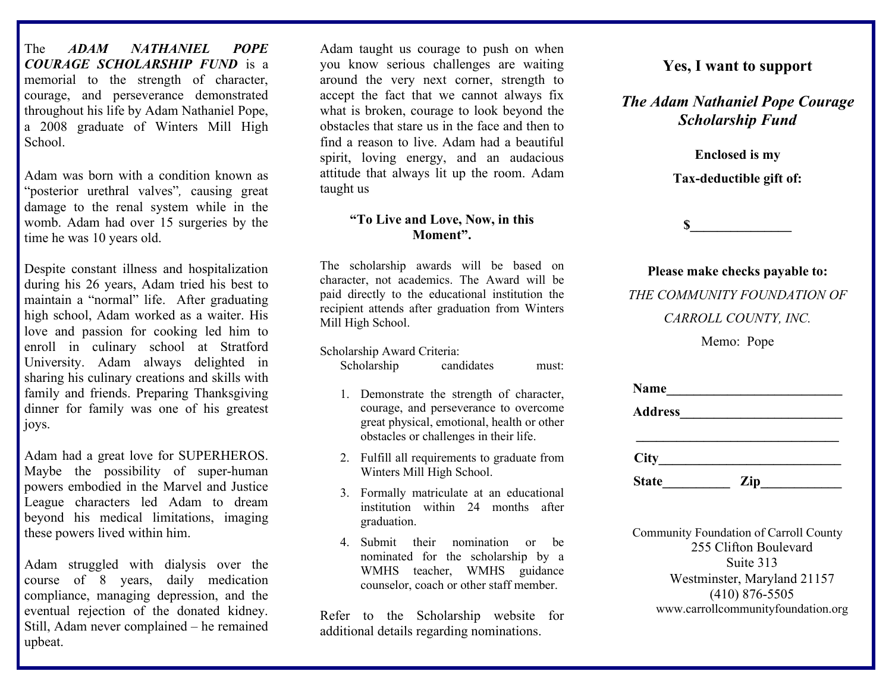The ***ADAM NATHANIEL POPE COURAGE SCHOLARSHIP FUND*** is a memorial to the strength of character, courage, and perseverance demonstrated throughout his life by Adam Nathaniel Pope, a 2008 graduate of Winters Mill High School.

Adam was born with a condition known as "posterior urethral valves", causing great damage to the renal system while in the womb. Adam had over 15 surgeries by the time he was 10 years old.

Despite constant illness and hospitalization during his 26 years, Adam tried his best to maintain a "normal" life. After graduating high school, Adam worked as a waiter. His love and passion for cooking led him to enroll in culinary school at Stratford University. Adam always delighted in sharing his culinary creations and skills with family and friends. Preparing Thanksgiving dinner for family was one of his greatest joys.

Adam had a great love for SUPERHEROS. Maybe the possibility of super-human powers embodied in the Marvel and Justice League characters led Adam to dream beyond his medical limitations, imaging these powers lived within him.

Adam struggled with dialysis over the course of 8 years, daily medication compliance, managing depression, and the eventual rejection of the donated kidney. Still, Adam never complained – he remained upbeat.

Adam taught us courage to push on when you know serious challenges are waiting around the very next corner, strength to accept the fact that we cannot always fix what is broken, courage to look beyond the obstacles that stare us in the face and then to find a reason to live. Adam had a beautiful spirit, loving energy, and an audacious attitude that always lit up the room. Adam taught us

**"To Live and Love, Now, in this Moment".**

The scholarship awards will be based on character, not academics. The Award will be paid directly to the educational institution the recipient attends after graduation from Winters Mill High School.

Scholarship Award Criteria:
Scholarship candidates must:

1. Demonstrate the strength of character, courage, and perseverance to overcome great physical, emotional, health or other obstacles or challenges in their life.
2. Fulfill all requirements to graduate from Winters Mill High School.
3. Formally matriculate at an educational institution within 24 months after graduation.
4. Submit their nomination or be nominated for the scholarship by a WMHS teacher, WMHS guidance counselor, coach or other staff member.

Refer to the Scholarship website for additional details regarding nominations.

## Yes, I want to support

## *The Adam Nathaniel Pope Courage Scholarship Fund*

**Enclosed is my**

**Tax-deductible gift of:**

**$_______________**

**Please make checks payable to:**

*THE COMMUNITY FOUNDATION OF CARROLL COUNTY, INC.*

Memo: Pope

**Name__________________________**

**Address________________________**

**______________________________**

**City___________________________**

**State_________ Zip____________**

Community Foundation of Carroll County
255 Clifton Boulevard
Suite 313
Westminster, Maryland 21157
(410) 876-5505
www.carrollcommunityfoundation.org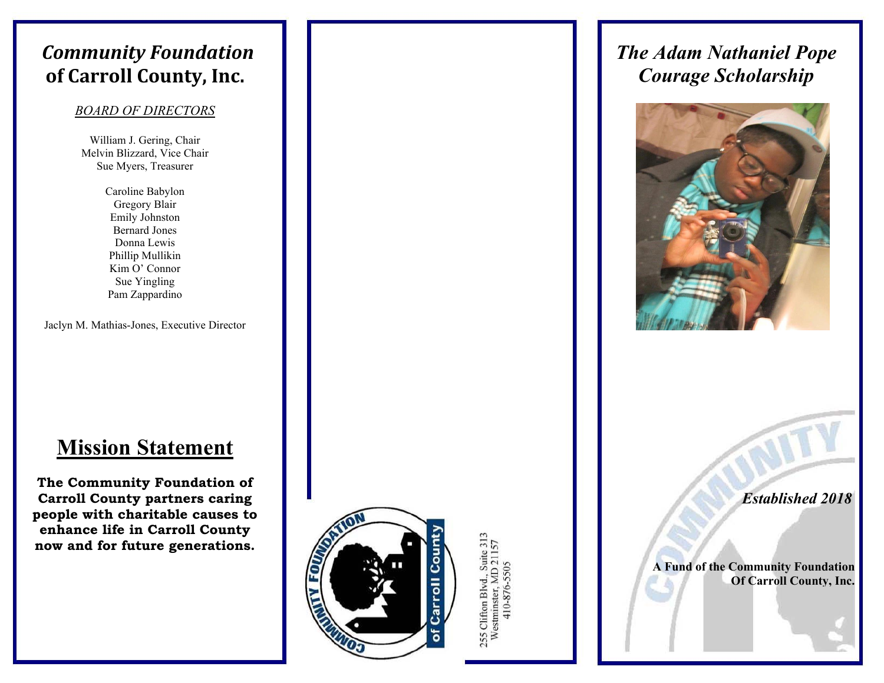# *Community Foundation* of Carroll County, Inc.

*BOARD OF DIRECTORS*

William J. Gering, Chair
Melvin Blizzard, Vice Chair
Sue Myers, Treasurer

Caroline Babylon
Gregory Blair
Emily Johnston
Bernard Jones
Donna Lewis
Phillip Mullikin
Kim O' Connor
Sue Yingling
Pam Zappardino

Jaclyn M. Mathias-Jones, Executive Director

## Mission Statement

**The Community Foundation of Carroll County partners caring people with charitable causes to enhance life in Carroll County now and for future generations.**

255 Clifton Blvd., Suite 313
Westminster, MD 21157
410-876-5505

# *The Adam Nathaniel Pope Courage Scholarship*

*Established 2018*

**A Fund of the Community Foundation Of Carroll County, Inc.**